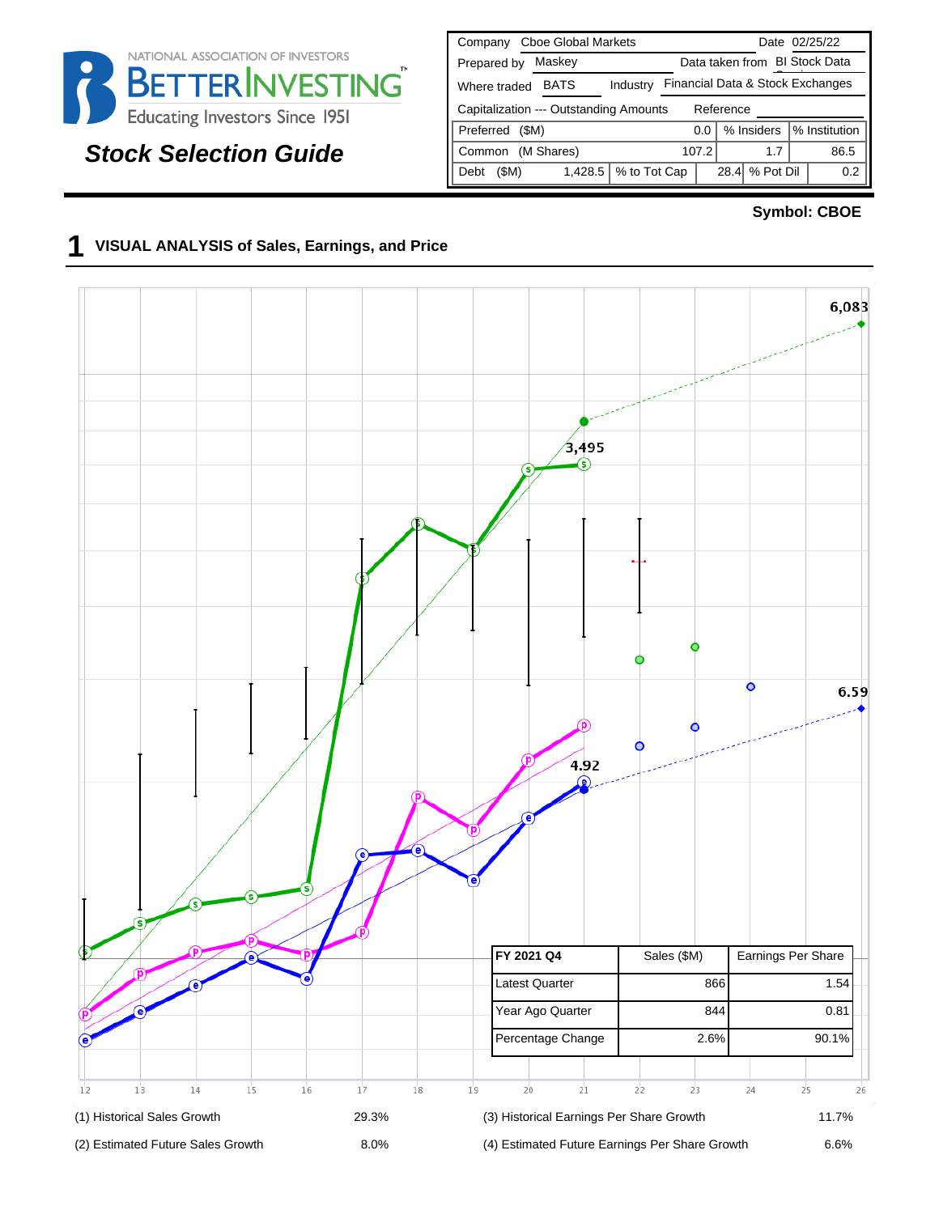NATIONAL ASSOCIATION OF INVESTORS

BETTERINVESTING™

Educating Investors Since 1951

# Stock Selection Guide

| Company | Cboe Global Markets | | Date | 02/25/22 |
|---|---|---|---|---|
| Prepared by | Maskey | | Data taken from | BI Stock Data |
| Where traded | BATS | Industry | Financial Data & Stock Exchanges | |
| Capitalization --- Outstanding Amounts | | | Reference | |

| | | % Insiders | % Institution |
|---|---|---|---|
| Preferred ($M) | 0.0 | | |
| Common (M Shares) | 107.2 | 1.7 | 86.5 |

| Debt ($M) | 1,428.5 | % to Tot Cap | 28.4 | % Pot Dil | 0.2 |
|---|---|---|---|---|---|

**Symbol: CBOE**

## 1 VISUAL ANALYSIS of Sales, Earnings, and Price

6,083

3,495

6.59

4.92

12 13 14 15 16 17 18 19 20 21 22 23 24 25 26

| FY 2021 Q4 | Sales ($M) | Earnings Per Share |
|---|---|---|
| Latest Quarter | 866 | 1.54 |
| Year Ago Quarter | 844 | 0.81 |
| Percentage Change | 2.6% | 90.1% |

| | | | |
|---|---|---|---|
| (1) Historical Sales Growth | 29.3% | (3) Historical Earnings Per Share Growth | 11.7% |
| (2) Estimated Future Sales Growth | 8.0% | (4) Estimated Future Earnings Per Share Growth | 6.6% |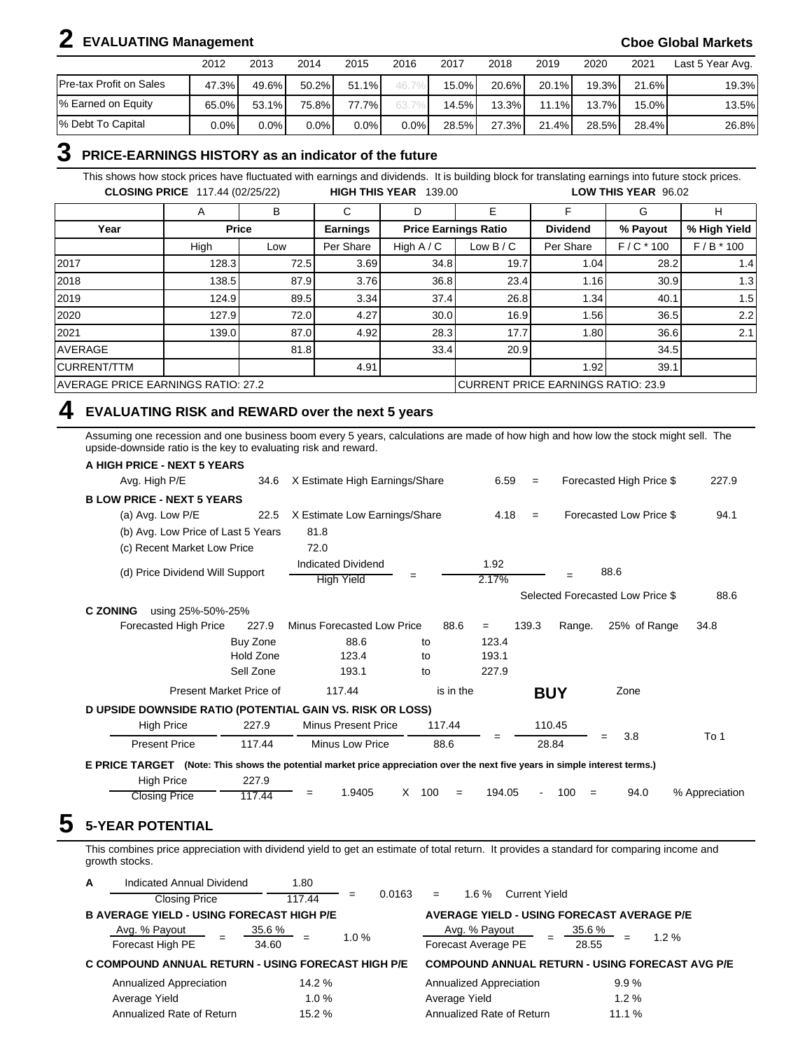## 2 EVALUATING Management

**Cboe Global Markets**

| | 2012 | 2013 | 2014 | 2015 | 2016 | 2017 | 2018 | 2019 | 2020 | 2021 | Last 5 Year Avg. |
|---|---|---|---|---|---|---|---|---|---|---|---|
| Pre-tax Profit on Sales | 47.3% | 49.6% | 50.2% | 51.1% | 46.7% | 15.0% | 20.6% | 20.1% | 19.3% | 21.6% | 19.3% |
| % Earned on Equity | 65.0% | 53.1% | 75.8% | 77.7% | 63.7% | 14.5% | 13.3% | 11.1% | 13.7% | 15.0% | 13.5% |
| % Debt To Capital | 0.0% | 0.0% | 0.0% | 0.0% | 0.0% | 28.5% | 27.3% | 21.4% | 28.5% | 28.4% | 26.8% |

## 3 PRICE-EARNINGS HISTORY as an indicator of the future

This shows how stock prices have fluctuated with earnings and dividends. It is building block for translating earnings into future stock prices.

**CLOSING PRICE** 117.44 (02/25/22) **HIGH THIS YEAR** 139.00 **LOW THIS YEAR** 96.02

| | A | B | C | D | E | F | G | H |
|---|---|---|---|---|---|---|---|---|
| **Year** | **Price** | | **Earnings** | **Price Earnings Ratio** | | **Dividend** | **% Payout** | **% High Yield** |
| | High | Low | Per Share | High A / C | Low B / C | Per Share | F / C * 100 | F / B * 100 |
| 2017 | 128.3 | 72.5 | 3.69 | 34.8 | 19.7 | 1.04 | 28.2 | 1.4 |
| 2018 | 138.5 | 87.9 | 3.76 | 36.8 | 23.4 | 1.16 | 30.9 | 1.3 |
| 2019 | 124.9 | 89.5 | 3.34 | 37.4 | 26.8 | 1.34 | 40.1 | 1.5 |
| 2020 | 127.9 | 72.0 | 4.27 | 30.0 | 16.9 | 1.56 | 36.5 | 2.2 |
| 2021 | 139.0 | 87.0 | 4.92 | 28.3 | 17.7 | 1.80 | 36.6 | 2.1 |
| AVERAGE | | 81.8 | | 33.4 | 20.9 | | 34.5 | |
| CURRENT/TTM | | | 4.91 | | | 1.92 | 39.1 | |
| AVERAGE PRICE EARNINGS RATIO: 27.2 | | | | | CURRENT PRICE EARNINGS RATIO: 23.9 | | | |

## 4 EVALUATING RISK and REWARD over the next 5 years

Assuming one recession and one business boom every 5 years, calculations are made of how high and how low the stock might sell. The upside-downside ratio is the key to evaluating risk and reward.

**A HIGH PRICE - NEXT 5 YEARS**

Avg. High P/E 34.6 X Estimate High Earnings/Share 6.59 = Forecasted High Price $ 227.9

**B LOW PRICE - NEXT 5 YEARS**

(a) Avg. Low P/E 22.5 X Estimate Low Earnings/Share 4.18 = Forecasted Low Price $ 94.1

(b) Avg. Low Price of Last 5 Years 81.8

(c) Recent Market Low Price 72.0

(d) Price Dividend Will Support: Indicated Dividend / High Yield = 1.92 / 2.17% = 88.6

Selected Forecasted Low Price $ 88.6

**C ZONING** using 25%-50%-25%

Forecasted High Price 227.9 Minus Forecasted Low Price 88.6 = 139.3 Range. 25% of Range 34.8

| | | | |
|---|---|---|---|
| Buy Zone | 88.6 | to | 123.4 |
| Hold Zone | 123.4 | to | 193.1 |
| Sell Zone | 193.1 | to | 227.9 |

Present Market Price of 117.44 is in the **BUY** Zone

**D UPSIDE DOWNSIDE RATIO (POTENTIAL GAIN VS. RISK OR LOSS)**

(High Price 227.9 Minus Present Price 117.44) / (Present Price 117.44 Minus Low Price 88.6) = 110.45 / 28.84 = 3.8 To 1

**E PRICE TARGET** **(Note: This shows the potential market price appreciation over the next five years in simple interest terms.)**

High Price 227.9 / Closing Price 117.44 = 1.9405 X 100 = 194.05 - 100 = 94.0 % Appreciation

## 5 5-YEAR POTENTIAL

This combines price appreciation with dividend yield to get an estimate of total return. It provides a standard for comparing income and growth stocks.

**A** Indicated Annual Dividend 1.80 / Closing Price 117.44 = 0.0163 = 1.6 % Current Yield

**B AVERAGE YIELD - USING FORECAST HIGH P/E**

Avg. % Payout / Forecast High PE = 35.6 % / 34.60 = 1.0 %

**AVERAGE YIELD - USING FORECAST AVERAGE P/E**

Avg. % Payout / Forecast Average PE = 35.6 % / 28.55 = 1.2 %

**C COMPOUND ANNUAL RETURN - USING FORECAST HIGH P/E**

| | |
|---|---|
| Annualized Appreciation | 14.2 % |
| Average Yield | 1.0 % |
| Annualized Rate of Return | 15.2 % |

**COMPOUND ANNUAL RETURN - USING FORECAST AVG P/E**

| | |
|---|---|
| Annualized Appreciation | 9.9 % |
| Average Yield | 1.2 % |
| Annualized Rate of Return | 11.1 % |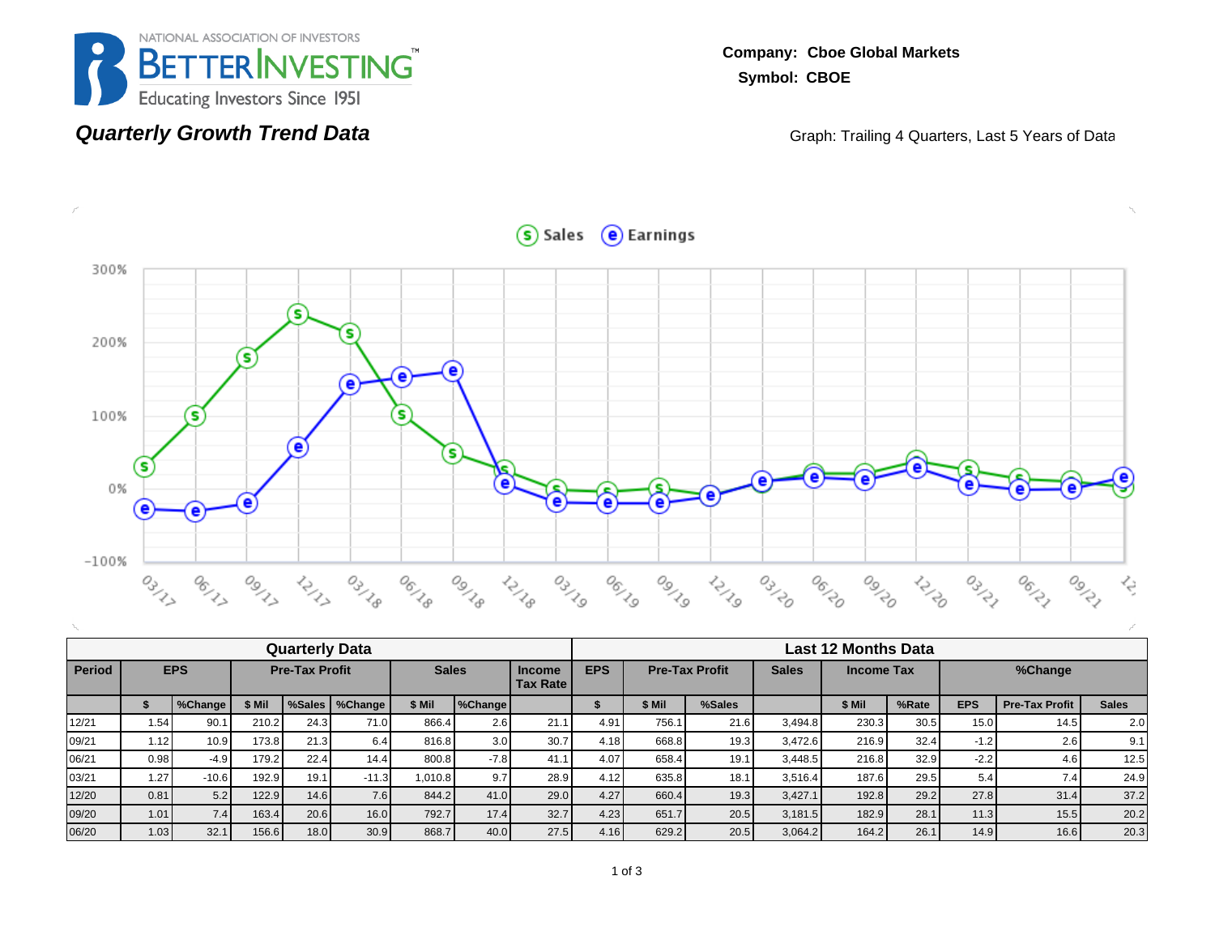NATIONAL ASSOCIATION OF INVESTORS
BETTERINVESTING™
Educating Investors Since 1951

**Company: Cboe Global Markets**
**Symbol: CBOE**

## *Quarterly Growth Trend Data*

Graph: Trailing 4 Quarters, Last 5 Years of Data

| Quarterly Data | | | | | | | | | | Last 12 Months Data | | | | | | | | |
|---|---|---|---|---|---|---|---|---|---|---|---|---|---|---|---|---|---|---|
| Period | EPS | | Pre-Tax Profit | | | Sales | | Income Tax Rate | EPS | Pre-Tax Profit | | Sales | Income Tax | | %Change | | |
| | $ | %Change | $ Mil | %Sales | %Change | $ Mil | %Change | | $ | $ Mil | %Sales | | $ Mil | %Rate | EPS | Pre-Tax Profit | Sales |
| 12/21 | 1.54 | 90.1 | 210.2 | 24.3 | 71.0 | 866.4 | 2.6 | 21.1 | 4.91 | 756.1 | 21.6 | 3,494.8 | 230.3 | 30.5 | 15.0 | 14.5 | 2.0 |
| 09/21 | 1.12 | 10.9 | 173.8 | 21.3 | 6.4 | 816.8 | 3.0 | 30.7 | 4.18 | 668.8 | 19.3 | 3,472.6 | 216.9 | 32.4 | -1.2 | 2.6 | 9.1 |
| 06/21 | 0.98 | -4.9 | 179.2 | 22.4 | 14.4 | 800.8 | -7.8 | 41.1 | 4.07 | 658.4 | 19.1 | 3,448.5 | 216.8 | 32.9 | -2.2 | 4.6 | 12.5 |
| 03/21 | 1.27 | -10.6 | 192.9 | 19.1 | -11.3 | 1,010.8 | 9.7 | 28.9 | 4.12 | 635.8 | 18.1 | 3,516.4 | 187.6 | 29.5 | 5.4 | 7.4 | 24.9 |
| 12/20 | 0.81 | 5.2 | 122.9 | 14.6 | 7.6 | 844.2 | 41.0 | 29.0 | 4.27 | 660.4 | 19.3 | 3,427.1 | 192.8 | 29.2 | 27.8 | 31.4 | 37.2 |
| 09/20 | 1.01 | 7.4 | 163.4 | 20.6 | 16.0 | 792.7 | 17.4 | 32.7 | 4.23 | 651.7 | 20.5 | 3,181.5 | 182.9 | 28.1 | 11.3 | 15.5 | 20.2 |
| 06/20 | 1.03 | 32.1 | 156.6 | 18.0 | 30.9 | 868.7 | 40.0 | 27.5 | 4.16 | 629.2 | 20.5 | 3,064.2 | 164.2 | 26.1 | 14.9 | 16.6 | 20.3 |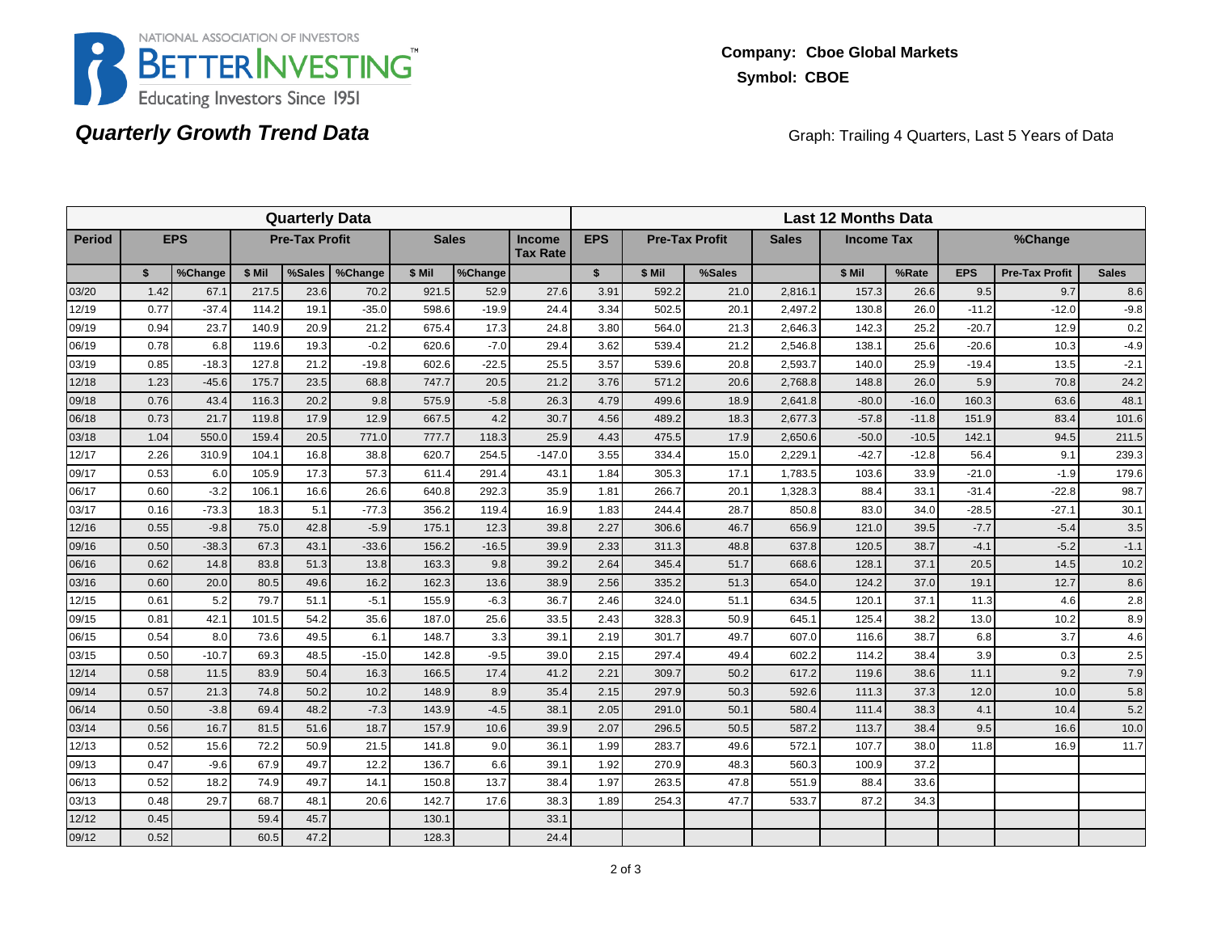NATIONAL ASSOCIATION OF INVESTORS
BETTERINVESTING™
Educating Investors Since 1951

**Company: Cboe Global Markets**
**Symbol: CBOE**

## *Quarterly Growth Trend Data*

Graph: Trailing 4 Quarters, Last 5 Years of Data

| Quarterly Data | | | | | | | | | Last 12 Months Data | | | | | | | | | |
|---|---|---|---|---|---|---|---|---|---|---|---|---|---|---|---|---|---|---|
| Period | EPS | | Pre-Tax Profit | | | Sales | | Income Tax Rate | EPS | Pre-Tax Profit | | Sales | Income Tax | | %Change | | |
| | $ | %Change | $ Mil | %Sales | %Change | $ Mil | %Change | | $ | $ Mil | %Sales | | $ Mil | %Rate | EPS | Pre-Tax Profit | Sales |
| 03/20 | 1.42 | 67.1 | 217.5 | 23.6 | 70.2 | 921.5 | 52.9 | 27.6 | 3.91 | 592.2 | 21.0 | 2,816.1 | 157.3 | 26.6 | 9.5 | 9.7 | 8.6 |
| 12/19 | 0.77 | -37.4 | 114.2 | 19.1 | -35.0 | 598.6 | -19.9 | 24.4 | 3.34 | 502.5 | 20.1 | 2,497.2 | 130.8 | 26.0 | -11.2 | -12.0 | -9.8 |
| 09/19 | 0.94 | 23.7 | 140.9 | 20.9 | 21.2 | 675.4 | 17.3 | 24.8 | 3.80 | 564.0 | 21.3 | 2,646.3 | 142.3 | 25.2 | -20.7 | 12.9 | 0.2 |
| 06/19 | 0.78 | 6.8 | 119.6 | 19.3 | -0.2 | 620.6 | -7.0 | 29.4 | 3.62 | 539.4 | 21.2 | 2,546.8 | 138.1 | 25.6 | -20.6 | 10.3 | -4.9 |
| 03/19 | 0.85 | -18.3 | 127.8 | 21.2 | -19.8 | 602.6 | -22.5 | 25.5 | 3.57 | 539.6 | 20.8 | 2,593.7 | 140.0 | 25.9 | -19.4 | 13.5 | -2.1 |
| 12/18 | 1.23 | -45.6 | 175.7 | 23.5 | 68.8 | 747.7 | 20.5 | 21.2 | 3.76 | 571.2 | 20.6 | 2,768.8 | 148.8 | 26.0 | 5.9 | 70.8 | 24.2 |
| 09/18 | 0.76 | 43.4 | 116.3 | 20.2 | 9.8 | 575.9 | -5.8 | 26.3 | 4.79 | 499.6 | 18.9 | 2,641.8 | -80.0 | -16.0 | 160.3 | 63.6 | 48.1 |
| 06/18 | 0.73 | 21.7 | 119.8 | 17.9 | 12.9 | 667.5 | 4.2 | 30.7 | 4.56 | 489.2 | 18.3 | 2,677.3 | -57.8 | -11.8 | 151.9 | 83.4 | 101.6 |
| 03/18 | 1.04 | 550.0 | 159.4 | 20.5 | 771.0 | 777.7 | 118.3 | 25.9 | 4.43 | 475.5 | 17.9 | 2,650.6 | -50.0 | -10.5 | 142.1 | 94.5 | 211.5 |
| 12/17 | 2.26 | 310.9 | 104.1 | 16.8 | 38.8 | 620.7 | 254.5 | -147.0 | 3.55 | 334.4 | 15.0 | 2,229.1 | -42.7 | -12.8 | 56.4 | 9.1 | 239.3 |
| 09/17 | 0.53 | 6.0 | 105.9 | 17.3 | 57.3 | 611.4 | 291.4 | 43.1 | 1.84 | 305.3 | 17.1 | 1,783.5 | 103.6 | 33.9 | -21.0 | -1.9 | 179.6 |
| 06/17 | 0.60 | -3.2 | 106.1 | 16.6 | 26.6 | 640.8 | 292.3 | 35.9 | 1.81 | 266.7 | 20.1 | 1,328.3 | 88.4 | 33.1 | -31.4 | -22.8 | 98.7 |
| 03/17 | 0.16 | -73.3 | 18.3 | 5.1 | -77.3 | 356.2 | 119.4 | 16.9 | 1.83 | 244.4 | 28.7 | 850.8 | 83.0 | 34.0 | -28.5 | -27.1 | 30.1 |
| 12/16 | 0.55 | -9.8 | 75.0 | 42.8 | -5.9 | 175.1 | 12.3 | 39.8 | 2.27 | 306.6 | 46.7 | 656.9 | 121.0 | 39.5 | -7.7 | -5.4 | 3.5 |
| 09/16 | 0.50 | -38.3 | 67.3 | 43.1 | -33.6 | 156.2 | -16.5 | 39.9 | 2.33 | 311.3 | 48.8 | 637.8 | 120.5 | 38.7 | -4.1 | -5.2 | -1.1 |
| 06/16 | 0.62 | 14.8 | 83.8 | 51.3 | 13.8 | 163.3 | 9.8 | 39.2 | 2.64 | 345.4 | 51.7 | 668.6 | 128.1 | 37.1 | 20.5 | 14.5 | 10.2 |
| 03/16 | 0.60 | 20.0 | 80.5 | 49.6 | 16.2 | 162.3 | 13.6 | 38.9 | 2.56 | 335.2 | 51.3 | 654.0 | 124.2 | 37.0 | 19.1 | 12.7 | 8.6 |
| 12/15 | 0.61 | 5.2 | 79.7 | 51.1 | -5.1 | 155.9 | -6.3 | 36.7 | 2.46 | 324.0 | 51.1 | 634.5 | 120.1 | 37.1 | 11.3 | 4.6 | 2.8 |
| 09/15 | 0.81 | 42.1 | 101.5 | 54.2 | 35.6 | 187.0 | 25.6 | 33.5 | 2.43 | 328.3 | 50.9 | 645.1 | 125.4 | 38.2 | 13.0 | 10.2 | 8.9 |
| 06/15 | 0.54 | 8.0 | 73.6 | 49.5 | 6.1 | 148.7 | 3.3 | 39.1 | 2.19 | 301.7 | 49.7 | 607.0 | 116.6 | 38.7 | 6.8 | 3.7 | 4.6 |
| 03/15 | 0.50 | -10.7 | 69.3 | 48.5 | -15.0 | 142.8 | -9.5 | 39.0 | 2.15 | 297.4 | 49.4 | 602.2 | 114.2 | 38.4 | 3.9 | 0.3 | 2.5 |
| 12/14 | 0.58 | 11.5 | 83.9 | 50.4 | 16.3 | 166.5 | 17.4 | 41.2 | 2.21 | 309.7 | 50.2 | 617.2 | 119.6 | 38.6 | 11.1 | 9.2 | 7.9 |
| 09/14 | 0.57 | 21.3 | 74.8 | 50.2 | 10.2 | 148.9 | 8.9 | 35.4 | 2.15 | 297.9 | 50.3 | 592.6 | 111.3 | 37.3 | 12.0 | 10.0 | 5.8 |
| 06/14 | 0.50 | -3.8 | 69.4 | 48.2 | -7.3 | 143.9 | -4.5 | 38.1 | 2.05 | 291.0 | 50.1 | 580.4 | 111.4 | 38.3 | 4.1 | 10.4 | 5.2 |
| 03/14 | 0.56 | 16.7 | 81.5 | 51.6 | 18.7 | 157.9 | 10.6 | 39.9 | 2.07 | 296.5 | 50.5 | 587.2 | 113.7 | 38.4 | 9.5 | 16.6 | 10.0 |
| 12/13 | 0.52 | 15.6 | 72.2 | 50.9 | 21.5 | 141.8 | 9.0 | 36.1 | 1.99 | 283.7 | 49.6 | 572.1 | 107.7 | 38.0 | 11.8 | 16.9 | 11.7 |
| 09/13 | 0.47 | -9.6 | 67.9 | 49.7 | 12.2 | 136.7 | 6.6 | 39.1 | 1.92 | 270.9 | 48.3 | 560.3 | 100.9 | 37.2 | | | |
| 06/13 | 0.52 | 18.2 | 74.9 | 49.7 | 14.1 | 150.8 | 13.7 | 38.4 | 1.97 | 263.5 | 47.8 | 551.9 | 88.4 | 33.6 | | | |
| 03/13 | 0.48 | 29.7 | 68.7 | 48.1 | 20.6 | 142.7 | 17.6 | 38.3 | 1.89 | 254.3 | 47.7 | 533.7 | 87.2 | 34.3 | | | |
| 12/12 | 0.45 | | 59.4 | 45.7 | | 130.1 | | 33.1 | | | | | | | | | |
| 09/12 | 0.52 | | 60.5 | 47.2 | | 128.3 | | 24.4 | | | | | | | | | |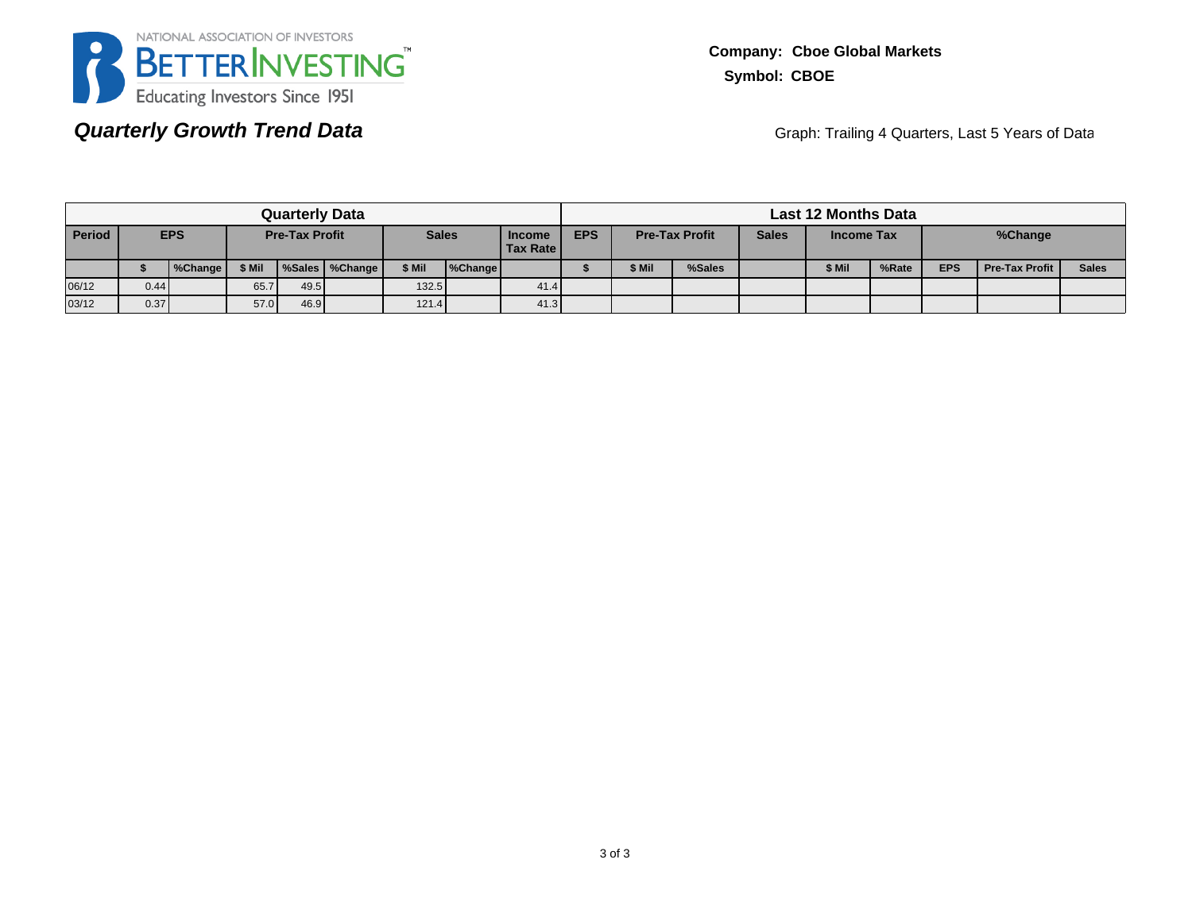NATIONAL ASSOCIATION OF INVESTORS
BETTERINVESTING™
Educating Investors Since 1951

**Company: Cboe Global Markets**
**Symbol: CBOE**

## *Quarterly Growth Trend Data*

Graph: Trailing 4 Quarters, Last 5 Years of Data

| Quarterly Data | | | | | | | | | Last 12 Months Data | | | | | | | | | |
|---|---|---|---|---|---|---|---|---|---|---|---|---|---|---|---|---|---|---|
| **Period** | **EPS** | | **Pre-Tax Profit** | | | **Sales** | | **Income Tax Rate** | **EPS** | **Pre-Tax Profit** | | **Sales** | **Income Tax** | | **%Change** | | | |
| | **$** | **%Change** | **$ Mil** | **%Sales** | **%Change** | **$ Mil** | **%Change** | | **$** | **$ Mil** | **%Sales** | | **$ Mil** | **%Rate** | **EPS** | **Pre-Tax Profit** | **Sales** | |
| 06/12 | 0.44 | | 65.7 | 49.5 | | 132.5 | | 41.4 | | | | | | | | | | |
| 03/12 | 0.37 | | 57.0 | 46.9 | | 121.4 | | 41.3 | | | | | | | | | | |